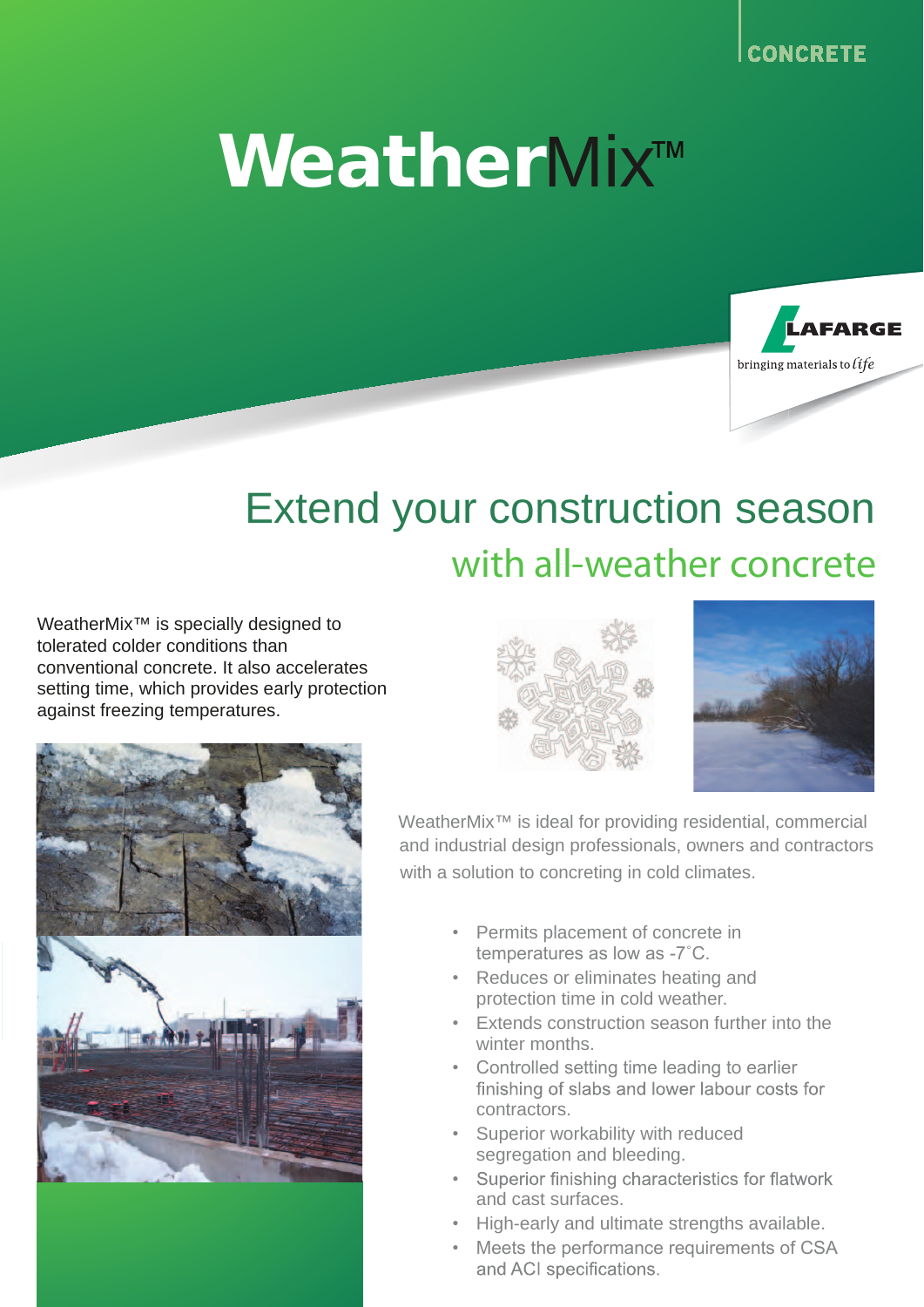CONCRETE

# WeatherMix™

LAFARGE
bringing materials to *life*

## Extend your construction season
### with all-weather concrete

WeatherMix™ is specially designed to tolerated colder conditions than conventional concrete. It also accelerates setting time, which provides early protection against freezing temperatures.

WeatherMix™ is ideal for providing residential, commercial and industrial design professionals, owners and contractors with a solution to concreting in cold climates.

- Permits placement of concrete in temperatures as low as -7˚C.
- Reduces or eliminates heating and protection time in cold weather.
- Extends construction season further into the winter months.
- Controlled setting time leading to earlier finishing of slabs and lower labour costs for contractors.
- Superior workability with reduced segregation and bleeding.
- Superior finishing characteristics for flatwork and cast surfaces.
- High-early and ultimate strengths available.
- Meets the performance requirements of CSA and ACI specifications.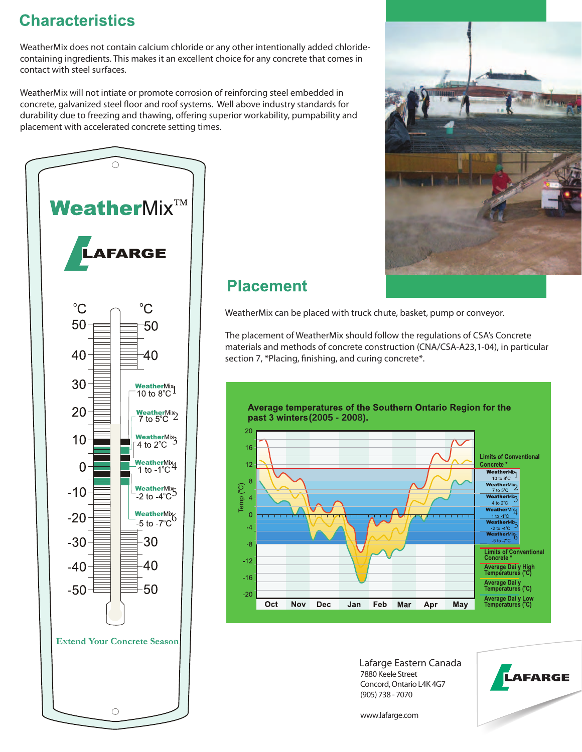## Characteristics

WeatherMix does not contain calcium chloride or any other intentionally added chloride-containing ingredients. This makes it an excellent choice for any concrete that comes in contact with steel surfaces.

WeatherMix will not intiate or promote corrosion of reinforcing steel embedded in concrete, galvanized steel floor and roof systems. Well above industry standards for durability due to freezing and thawing, offering superior workability, pumpability and placement with accelerated concrete setting times.

WeatherMix™

LAFARGE

°C °C

50 50
40 40
30 30
20 20
10
0
-10
-20
-30 30
-40 40
-50 50

WeatherMix 1 10 to 8°C
WeatherMix 2 7 to 5°C
WeatherMix 3 4 to 2°C
WeatherMix 4 1 to -1°C
WeatherMix 5 -2 to -4°C
WeatherMix 6 -5 to -7°C

Extend Your Concrete Season

## Placement

WeatherMix can be placed with truck chute, basket, pump or conveyor.

The placement of WeatherMix should follow the regulations of CSA's Concrete materials and methods of concrete construction (CNA/CSA-A23,1-04), in particular section 7, *Placing, finishing, and curing concrete*.

**Average temperatures of the Southern Ontario Region for the past 3 winters (2005 - 2008).**

Temp (°C)
20, 16, 12, 8, 4, 0, -4, -8, -12, -16, -20
Oct, Nov, Dec, Jan, Feb, Mar, Apr, May

Limits of Conventional Concrete *
WeatherMix 1 10 to 8°C
WeatherMix 2 7 to 5°C
WeatherMix 3 4 to 2°C
WeatherMix 4 1 to -1°C
WeatherMix 5 -2 to -4°C
WeatherMix 6 -5 to -7°C
Limits of Conventional Concrete *
Average Daily High Temperatures (°C)
Average Daily Temperatures (°C)
Average Daily Low Temperatures (°C)

Lafarge Eastern Canada
7880 Keele Street
Concord, Ontario L4K 4G7
(905) 738 - 7070

www.lafarge.com

LAFARGE